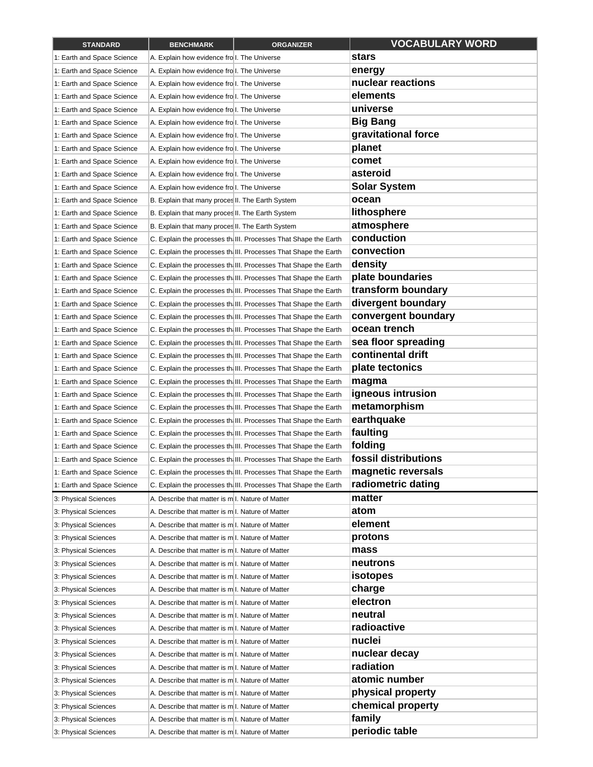| STANDARD | BENCHMARK | ORGANIZER | VOCABULARY WORD |
|---|---|---|---|
| 1: Earth and Space Science | A. Explain how evidence fro | I. The Universe | **stars** |
| 1: Earth and Space Science | A. Explain how evidence fro | I. The Universe | **energy** |
| 1: Earth and Space Science | A. Explain how evidence fro | I. The Universe | **nuclear reactions** |
| 1: Earth and Space Science | A. Explain how evidence fro | I. The Universe | **elements** |
| 1: Earth and Space Science | A. Explain how evidence fro | I. The Universe | **universe** |
| 1: Earth and Space Science | A. Explain how evidence fro | I. The Universe | **Big Bang** |
| 1: Earth and Space Science | A. Explain how evidence fro | I. The Universe | **gravitational force** |
| 1: Earth and Space Science | A. Explain how evidence fro | I. The Universe | **planet** |
| 1: Earth and Space Science | A. Explain how evidence fro | I. The Universe | **comet** |
| 1: Earth and Space Science | A. Explain how evidence fro | I. The Universe | **asteroid** |
| 1: Earth and Space Science | A. Explain how evidence fro | I. The Universe | **Solar System** |
| 1: Earth and Space Science | B. Explain that many proces | II. The Earth System | **ocean** |
| 1: Earth and Space Science | B. Explain that many proces | II. The Earth System | **lithosphere** |
| 1: Earth and Space Science | B. Explain that many proces | II. The Earth System | **atmosphere** |
| 1: Earth and Space Science | C. Explain the processes th | III. Processes That Shape the Earth | **conduction** |
| 1: Earth and Space Science | C. Explain the processes th | III. Processes That Shape the Earth | **convection** |
| 1: Earth and Space Science | C. Explain the processes th | III. Processes That Shape the Earth | **density** |
| 1: Earth and Space Science | C. Explain the processes th | III. Processes That Shape the Earth | **plate boundaries** |
| 1: Earth and Space Science | C. Explain the processes th | III. Processes That Shape the Earth | **transform boundary** |
| 1: Earth and Space Science | C. Explain the processes th | III. Processes That Shape the Earth | **divergent boundary** |
| 1: Earth and Space Science | C. Explain the processes th | III. Processes That Shape the Earth | **convergent boundary** |
| 1: Earth and Space Science | C. Explain the processes th | III. Processes That Shape the Earth | **ocean trench** |
| 1: Earth and Space Science | C. Explain the processes th | III. Processes That Shape the Earth | **sea floor spreading** |
| 1: Earth and Space Science | C. Explain the processes th | III. Processes That Shape the Earth | **continental drift** |
| 1: Earth and Space Science | C. Explain the processes th | III. Processes That Shape the Earth | **plate tectonics** |
| 1: Earth and Space Science | C. Explain the processes th | III. Processes That Shape the Earth | **magma** |
| 1: Earth and Space Science | C. Explain the processes th | III. Processes That Shape the Earth | **igneous intrusion** |
| 1: Earth and Space Science | C. Explain the processes th | III. Processes That Shape the Earth | **metamorphism** |
| 1: Earth and Space Science | C. Explain the processes th | III. Processes That Shape the Earth | **earthquake** |
| 1: Earth and Space Science | C. Explain the processes th | III. Processes That Shape the Earth | **faulting** |
| 1: Earth and Space Science | C. Explain the processes th | III. Processes That Shape the Earth | **folding** |
| 1: Earth and Space Science | C. Explain the processes th | III. Processes That Shape the Earth | **fossil distributions** |
| 1: Earth and Space Science | C. Explain the processes th | III. Processes That Shape the Earth | **magnetic reversals** |
| 1: Earth and Space Science | C. Explain the processes th | III. Processes That Shape the Earth | **radiometric dating** |
| 3: Physical Sciences | A. Describe that matter is m | I. Nature of Matter | **matter** |
| 3: Physical Sciences | A. Describe that matter is m | I. Nature of Matter | **atom** |
| 3: Physical Sciences | A. Describe that matter is m | I. Nature of Matter | **element** |
| 3: Physical Sciences | A. Describe that matter is m | I. Nature of Matter | **protons** |
| 3: Physical Sciences | A. Describe that matter is m | I. Nature of Matter | **mass** |
| 3: Physical Sciences | A. Describe that matter is m | I. Nature of Matter | **neutrons** |
| 3: Physical Sciences | A. Describe that matter is m | I. Nature of Matter | **isotopes** |
| 3: Physical Sciences | A. Describe that matter is m | I. Nature of Matter | **charge** |
| 3: Physical Sciences | A. Describe that matter is m | I. Nature of Matter | **electron** |
| 3: Physical Sciences | A. Describe that matter is m | I. Nature of Matter | **neutral** |
| 3: Physical Sciences | A. Describe that matter is m | I. Nature of Matter | **radioactive** |
| 3: Physical Sciences | A. Describe that matter is m | I. Nature of Matter | **nuclei** |
| 3: Physical Sciences | A. Describe that matter is m | I. Nature of Matter | **nuclear decay** |
| 3: Physical Sciences | A. Describe that matter is m | I. Nature of Matter | **radiation** |
| 3: Physical Sciences | A. Describe that matter is m | I. Nature of Matter | **atomic number** |
| 3: Physical Sciences | A. Describe that matter is m | I. Nature of Matter | **physical property** |
| 3: Physical Sciences | A. Describe that matter is m | I. Nature of Matter | **chemical property** |
| 3: Physical Sciences | A. Describe that matter is m | I. Nature of Matter | **family** |
| 3: Physical Sciences | A. Describe that matter is m | I. Nature of Matter | **periodic table** |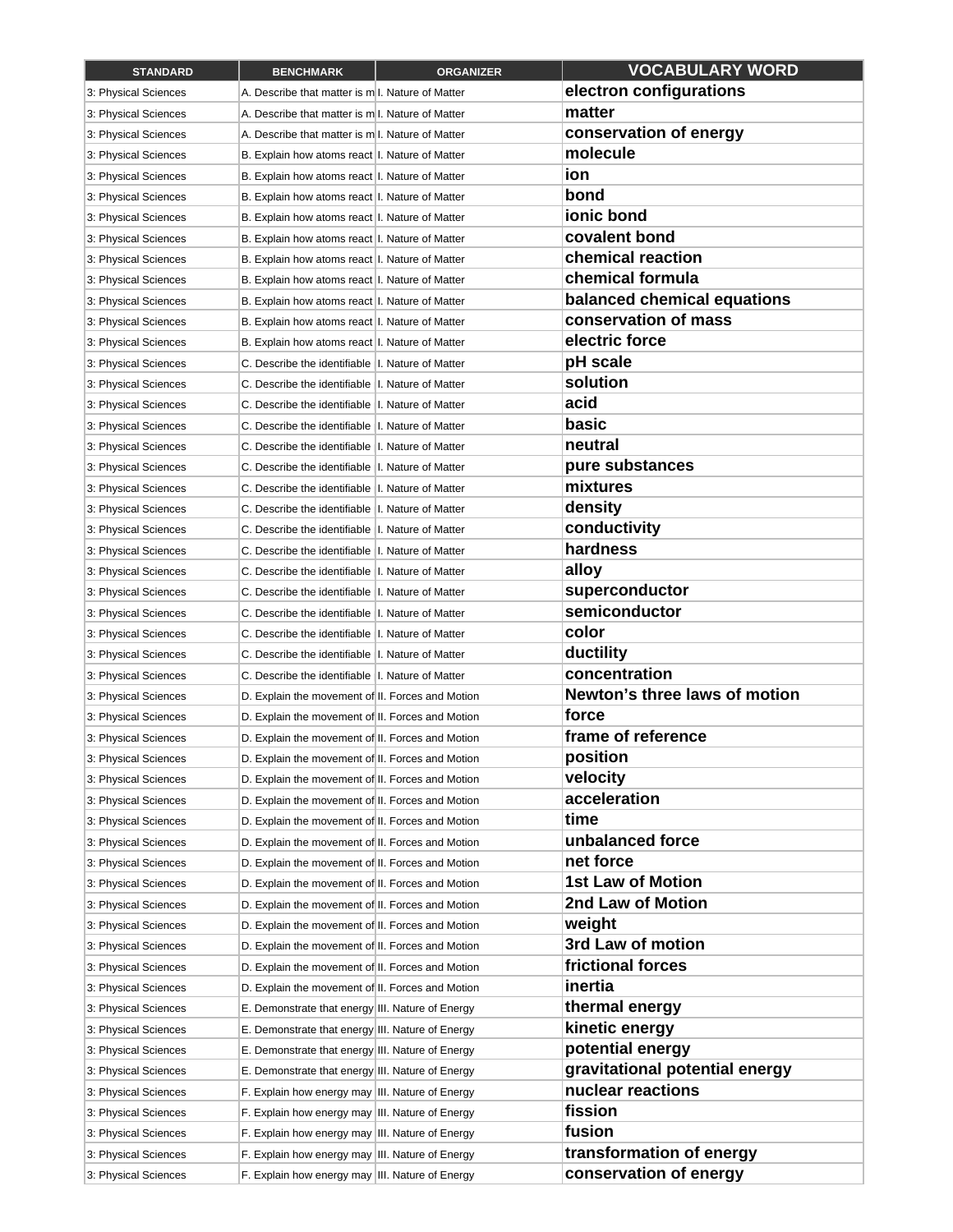| STANDARD | BENCHMARK | ORGANIZER | VOCABULARY WORD |
| --- | --- | --- | --- |
| 3: Physical Sciences | A. Describe that matter is m | I. Nature of Matter | **electron configurations** |
| 3: Physical Sciences | A. Describe that matter is m | I. Nature of Matter | **matter** |
| 3: Physical Sciences | A. Describe that matter is m | I. Nature of Matter | **conservation of energy** |
| 3: Physical Sciences | B. Explain how atoms react | I. Nature of Matter | **molecule** |
| 3: Physical Sciences | B. Explain how atoms react | I. Nature of Matter | **ion** |
| 3: Physical Sciences | B. Explain how atoms react | I. Nature of Matter | **bond** |
| 3: Physical Sciences | B. Explain how atoms react | I. Nature of Matter | **ionic bond** |
| 3: Physical Sciences | B. Explain how atoms react | I. Nature of Matter | **covalent bond** |
| 3: Physical Sciences | B. Explain how atoms react | I. Nature of Matter | **chemical reaction** |
| 3: Physical Sciences | B. Explain how atoms react | I. Nature of Matter | **chemical formula** |
| 3: Physical Sciences | B. Explain how atoms react | I. Nature of Matter | **balanced chemical equations** |
| 3: Physical Sciences | B. Explain how atoms react | I. Nature of Matter | **conservation of mass** |
| 3: Physical Sciences | B. Explain how atoms react | I. Nature of Matter | **electric force** |
| 3: Physical Sciences | C. Describe the identifiable | I. Nature of Matter | **pH scale** |
| 3: Physical Sciences | C. Describe the identifiable | I. Nature of Matter | **solution** |
| 3: Physical Sciences | C. Describe the identifiable | I. Nature of Matter | **acid** |
| 3: Physical Sciences | C. Describe the identifiable | I. Nature of Matter | **basic** |
| 3: Physical Sciences | C. Describe the identifiable | I. Nature of Matter | **neutral** |
| 3: Physical Sciences | C. Describe the identifiable | I. Nature of Matter | **pure substances** |
| 3: Physical Sciences | C. Describe the identifiable | I. Nature of Matter | **mixtures** |
| 3: Physical Sciences | C. Describe the identifiable | I. Nature of Matter | **density** |
| 3: Physical Sciences | C. Describe the identifiable | I. Nature of Matter | **conductivity** |
| 3: Physical Sciences | C. Describe the identifiable | I. Nature of Matter | **hardness** |
| 3: Physical Sciences | C. Describe the identifiable | I. Nature of Matter | **alloy** |
| 3: Physical Sciences | C. Describe the identifiable | I. Nature of Matter | **superconductor** |
| 3: Physical Sciences | C. Describe the identifiable | I. Nature of Matter | **semiconductor** |
| 3: Physical Sciences | C. Describe the identifiable | I. Nature of Matter | **color** |
| 3: Physical Sciences | C. Describe the identifiable | I. Nature of Matter | **ductility** |
| 3: Physical Sciences | C. Describe the identifiable | I. Nature of Matter | **concentration** |
| 3: Physical Sciences | D. Explain the movement of | II. Forces and Motion | **Newton's three laws of motion** |
| 3: Physical Sciences | D. Explain the movement of | II. Forces and Motion | **force** |
| 3: Physical Sciences | D. Explain the movement of | II. Forces and Motion | **frame of reference** |
| 3: Physical Sciences | D. Explain the movement of | II. Forces and Motion | **position** |
| 3: Physical Sciences | D. Explain the movement of | II. Forces and Motion | **velocity** |
| 3: Physical Sciences | D. Explain the movement of | II. Forces and Motion | **acceleration** |
| 3: Physical Sciences | D. Explain the movement of | II. Forces and Motion | **time** |
| 3: Physical Sciences | D. Explain the movement of | II. Forces and Motion | **unbalanced force** |
| 3: Physical Sciences | D. Explain the movement of | II. Forces and Motion | **net force** |
| 3: Physical Sciences | D. Explain the movement of | II. Forces and Motion | **1st Law of Motion** |
| 3: Physical Sciences | D. Explain the movement of | II. Forces and Motion | **2nd Law of Motion** |
| 3: Physical Sciences | D. Explain the movement of | II. Forces and Motion | **weight** |
| 3: Physical Sciences | D. Explain the movement of | II. Forces and Motion | **3rd Law of motion** |
| 3: Physical Sciences | D. Explain the movement of | II. Forces and Motion | **frictional forces** |
| 3: Physical Sciences | D. Explain the movement of | II. Forces and Motion | **inertia** |
| 3: Physical Sciences | E. Demonstrate that energy | III. Nature of Energy | **thermal energy** |
| 3: Physical Sciences | E. Demonstrate that energy | III. Nature of Energy | **kinetic energy** |
| 3: Physical Sciences | E. Demonstrate that energy | III. Nature of Energy | **potential energy** |
| 3: Physical Sciences | E. Demonstrate that energy | III. Nature of Energy | **gravitational potential energy** |
| 3: Physical Sciences | F. Explain how energy may | III. Nature of Energy | **nuclear reactions** |
| 3: Physical Sciences | F. Explain how energy may | III. Nature of Energy | **fission** |
| 3: Physical Sciences | F. Explain how energy may | III. Nature of Energy | **fusion** |
| 3: Physical Sciences | F. Explain how energy may | III. Nature of Energy | **transformation of energy** |
| 3: Physical Sciences | F. Explain how energy may | III. Nature of Energy | **conservation of energy** |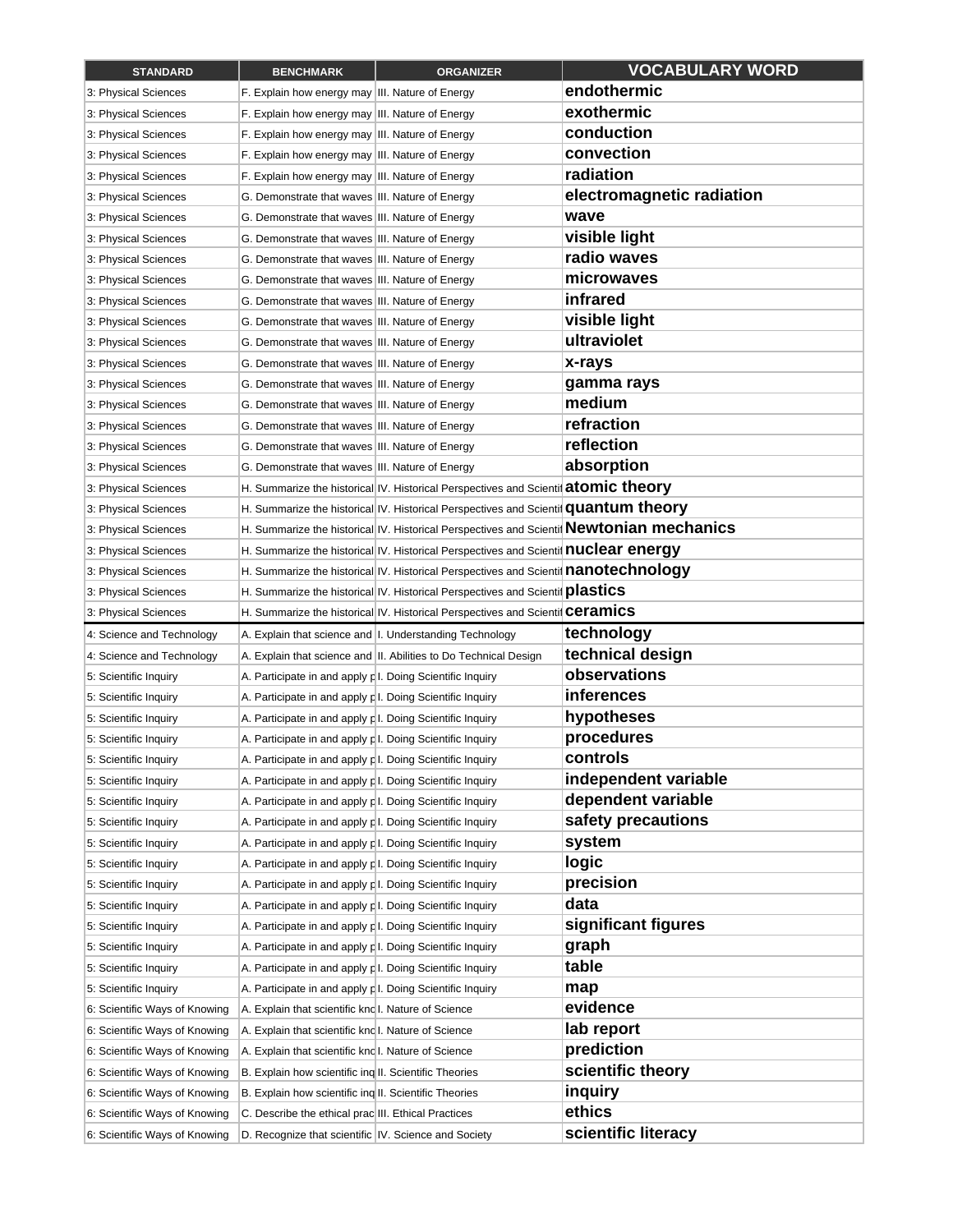| STANDARD | BENCHMARK | ORGANIZER | VOCABULARY WORD |
|---|---|---|---|
| 3: Physical Sciences | F. Explain how energy may | III. Nature of Energy | **endothermic** |
| 3: Physical Sciences | F. Explain how energy may | III. Nature of Energy | **exothermic** |
| 3: Physical Sciences | F. Explain how energy may | III. Nature of Energy | **conduction** |
| 3: Physical Sciences | F. Explain how energy may | III. Nature of Energy | **convection** |
| 3: Physical Sciences | F. Explain how energy may | III. Nature of Energy | **radiation** |
| 3: Physical Sciences | G. Demonstrate that waves | III. Nature of Energy | **electromagnetic radiation** |
| 3: Physical Sciences | G. Demonstrate that waves | III. Nature of Energy | **wave** |
| 3: Physical Sciences | G. Demonstrate that waves | III. Nature of Energy | **visible light** |
| 3: Physical Sciences | G. Demonstrate that waves | III. Nature of Energy | **radio waves** |
| 3: Physical Sciences | G. Demonstrate that waves | III. Nature of Energy | **microwaves** |
| 3: Physical Sciences | G. Demonstrate that waves | III. Nature of Energy | **infrared** |
| 3: Physical Sciences | G. Demonstrate that waves | III. Nature of Energy | **visible light** |
| 3: Physical Sciences | G. Demonstrate that waves | III. Nature of Energy | **ultraviolet** |
| 3: Physical Sciences | G. Demonstrate that waves | III. Nature of Energy | **x-rays** |
| 3: Physical Sciences | G. Demonstrate that waves | III. Nature of Energy | **gamma rays** |
| 3: Physical Sciences | G. Demonstrate that waves | III. Nature of Energy | **medium** |
| 3: Physical Sciences | G. Demonstrate that waves | III. Nature of Energy | **refraction** |
| 3: Physical Sciences | G. Demonstrate that waves | III. Nature of Energy | **reflection** |
| 3: Physical Sciences | G. Demonstrate that waves | III. Nature of Energy | **absorption** |
| 3: Physical Sciences | H. Summarize the historical | IV. Historical Perspectives and Scientif | **atomic theory** |
| 3: Physical Sciences | H. Summarize the historical | IV. Historical Perspectives and Scientif | **quantum theory** |
| 3: Physical Sciences | H. Summarize the historical | IV. Historical Perspectives and Scientif | **Newtonian mechanics** |
| 3: Physical Sciences | H. Summarize the historical | IV. Historical Perspectives and Scientif | **nuclear energy** |
| 3: Physical Sciences | H. Summarize the historical | IV. Historical Perspectives and Scientif | **nanotechnology** |
| 3: Physical Sciences | H. Summarize the historical | IV. Historical Perspectives and Scientif | **plastics** |
| 3: Physical Sciences | H. Summarize the historical | IV. Historical Perspectives and Scientif | **ceramics** |
| 4: Science and Technology | A. Explain that science and | I. Understanding Technology | **technology** |
| 4: Science and Technology | A. Explain that science and | II. Abilities to Do Technical Design | **technical design** |
| 5: Scientific Inquiry | A. Participate in and apply p | I. Doing Scientific Inquiry | **observations** |
| 5: Scientific Inquiry | A. Participate in and apply p | I. Doing Scientific Inquiry | **inferences** |
| 5: Scientific Inquiry | A. Participate in and apply p | I. Doing Scientific Inquiry | **hypotheses** |
| 5: Scientific Inquiry | A. Participate in and apply p | I. Doing Scientific Inquiry | **procedures** |
| 5: Scientific Inquiry | A. Participate in and apply p | I. Doing Scientific Inquiry | **controls** |
| 5: Scientific Inquiry | A. Participate in and apply p | I. Doing Scientific Inquiry | **independent variable** |
| 5: Scientific Inquiry | A. Participate in and apply p | I. Doing Scientific Inquiry | **dependent variable** |
| 5: Scientific Inquiry | A. Participate in and apply p | I. Doing Scientific Inquiry | **safety precautions** |
| 5: Scientific Inquiry | A. Participate in and apply p | I. Doing Scientific Inquiry | **system** |
| 5: Scientific Inquiry | A. Participate in and apply p | I. Doing Scientific Inquiry | **logic** |
| 5: Scientific Inquiry | A. Participate in and apply p | I. Doing Scientific Inquiry | **precision** |
| 5: Scientific Inquiry | A. Participate in and apply p | I. Doing Scientific Inquiry | **data** |
| 5: Scientific Inquiry | A. Participate in and apply p | I. Doing Scientific Inquiry | **significant figures** |
| 5: Scientific Inquiry | A. Participate in and apply p | I. Doing Scientific Inquiry | **graph** |
| 5: Scientific Inquiry | A. Participate in and apply p | I. Doing Scientific Inquiry | **table** |
| 5: Scientific Inquiry | A. Participate in and apply p | I. Doing Scientific Inquiry | **map** |
| 6: Scientific Ways of Knowing | A. Explain that scientific knc | I. Nature of Science | **evidence** |
| 6: Scientific Ways of Knowing | A. Explain that scientific knc | I. Nature of Science | **lab report** |
| 6: Scientific Ways of Knowing | A. Explain that scientific knc | I. Nature of Science | **prediction** |
| 6: Scientific Ways of Knowing | B. Explain how scientific inq | II. Scientific Theories | **scientific theory** |
| 6: Scientific Ways of Knowing | B. Explain how scientific inq | II. Scientific Theories | **inquiry** |
| 6: Scientific Ways of Knowing | C. Describe the ethical prac | III. Ethical Practices | **ethics** |
| 6: Scientific Ways of Knowing | D. Recognize that scientific | IV. Science and Society | **scientific literacy** |